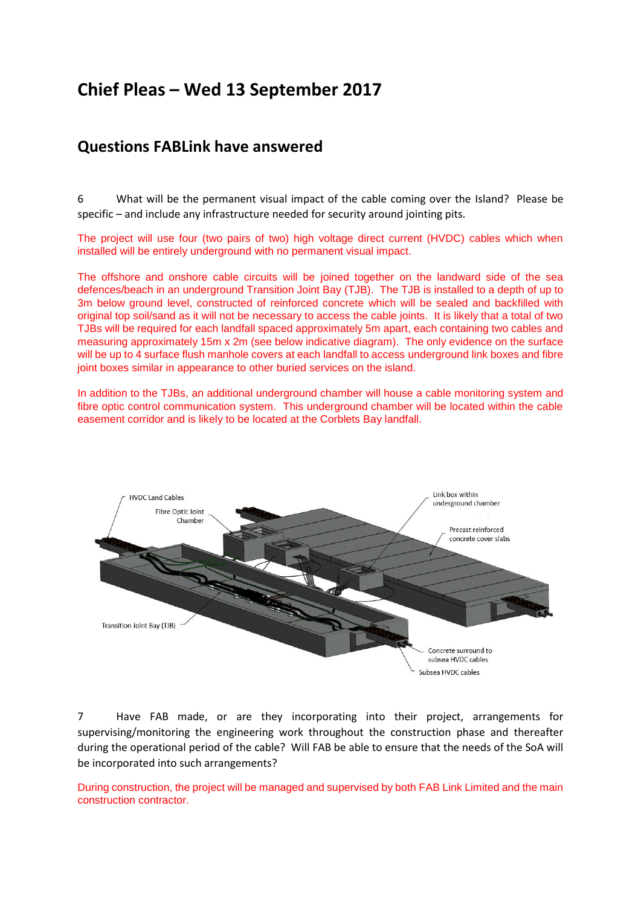# Chief Pleas – Wed 13 September 2017

## Questions FABLink have answered

6 What will be the permanent visual impact of the cable coming over the Island? Please be specific – and include any infrastructure needed for security around jointing pits.

The project will use four (two pairs of two) high voltage direct current (HVDC) cables which when installed will be entirely underground with no permanent visual impact.

The offshore and onshore cable circuits will be joined together on the landward side of the sea defences/beach in an underground Transition Joint Bay (TJB). The TJB is installed to a depth of up to 3m below ground level, constructed of reinforced concrete which will be sealed and backfilled with original top soil/sand as it will not be necessary to access the cable joints. It is likely that a total of two TJBs will be required for each landfall spaced approximately 5m apart, each containing two cables and measuring approximately 15m x 2m (see below indicative diagram). The only evidence on the surface will be up to 4 surface flush manhole covers at each landfall to access underground link boxes and fibre joint boxes similar in appearance to other buried services on the island.

In addition to the TJBs, an additional underground chamber will house a cable monitoring system and fibre optic control communication system. This underground chamber will be located within the cable easement corridor and is likely to be located at the Corblets Bay landfall.

7 Have FAB made, or are they incorporating into their project, arrangements for supervising/monitoring the engineering work throughout the construction phase and thereafter during the operational period of the cable? Will FAB be able to ensure that the needs of the SoA will be incorporated into such arrangements?

During construction, the project will be managed and supervised by both FAB Link Limited and the main construction contractor.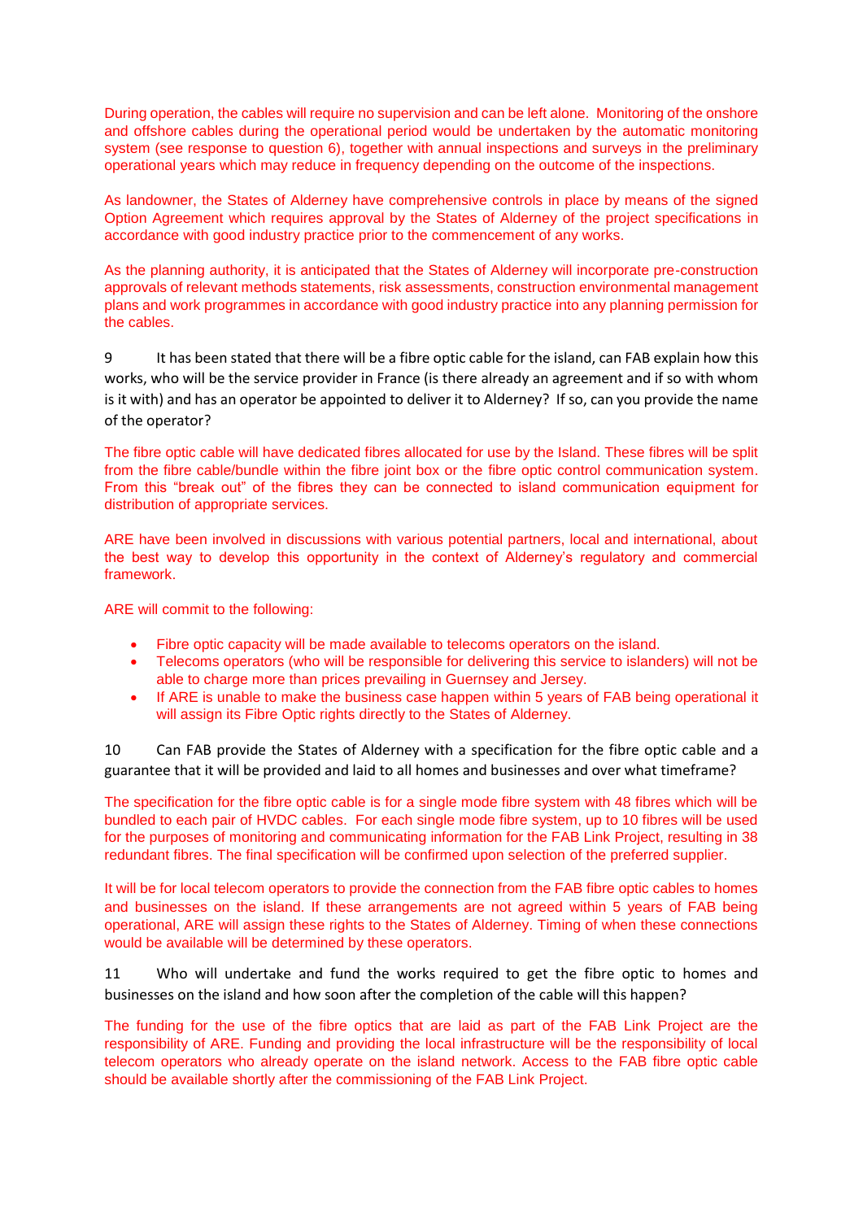During operation, the cables will require no supervision and can be left alone. Monitoring of the onshore and offshore cables during the operational period would be undertaken by the automatic monitoring system (see response to question 6), together with annual inspections and surveys in the preliminary operational years which may reduce in frequency depending on the outcome of the inspections.

As landowner, the States of Alderney have comprehensive controls in place by means of the signed Option Agreement which requires approval by the States of Alderney of the project specifications in accordance with good industry practice prior to the commencement of any works.

As the planning authority, it is anticipated that the States of Alderney will incorporate pre-construction approvals of relevant methods statements, risk assessments, construction environmental management plans and work programmes in accordance with good industry practice into any planning permission for the cables.

9 It has been stated that there will be a fibre optic cable for the island, can FAB explain how this works, who will be the service provider in France (is there already an agreement and if so with whom is it with) and has an operator be appointed to deliver it to Alderney? If so, can you provide the name of the operator?

The fibre optic cable will have dedicated fibres allocated for use by the Island. These fibres will be split from the fibre cable/bundle within the fibre joint box or the fibre optic control communication system. From this "break out" of the fibres they can be connected to island communication equipment for distribution of appropriate services.

ARE have been involved in discussions with various potential partners, local and international, about the best way to develop this opportunity in the context of Alderney's regulatory and commercial framework.

ARE will commit to the following:

- Fibre optic capacity will be made available to telecoms operators on the island.
- Telecoms operators (who will be responsible for delivering this service to islanders) will not be able to charge more than prices prevailing in Guernsey and Jersey.
- If ARE is unable to make the business case happen within 5 years of FAB being operational it will assign its Fibre Optic rights directly to the States of Alderney.

10 Can FAB provide the States of Alderney with a specification for the fibre optic cable and a guarantee that it will be provided and laid to all homes and businesses and over what timeframe?

The specification for the fibre optic cable is for a single mode fibre system with 48 fibres which will be bundled to each pair of HVDC cables. For each single mode fibre system, up to 10 fibres will be used for the purposes of monitoring and communicating information for the FAB Link Project, resulting in 38 redundant fibres. The final specification will be confirmed upon selection of the preferred supplier.

It will be for local telecom operators to provide the connection from the FAB fibre optic cables to homes and businesses on the island. If these arrangements are not agreed within 5 years of FAB being operational, ARE will assign these rights to the States of Alderney. Timing of when these connections would be available will be determined by these operators.

11 Who will undertake and fund the works required to get the fibre optic to homes and businesses on the island and how soon after the completion of the cable will this happen?

The funding for the use of the fibre optics that are laid as part of the FAB Link Project are the responsibility of ARE. Funding and providing the local infrastructure will be the responsibility of local telecom operators who already operate on the island network. Access to the FAB fibre optic cable should be available shortly after the commissioning of the FAB Link Project.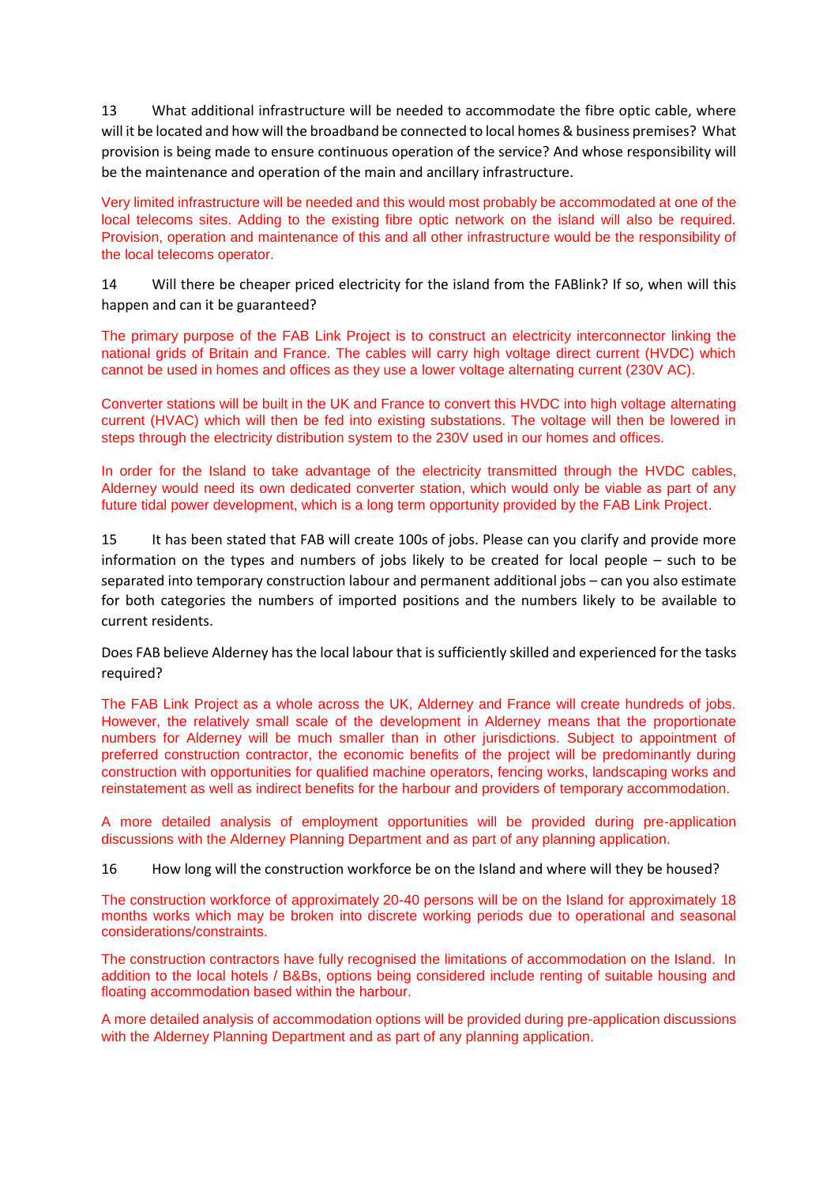13 What additional infrastructure will be needed to accommodate the fibre optic cable, where will it be located and how will the broadband be connected to local homes & business premises? What provision is being made to ensure continuous operation of the service? And whose responsibility will be the maintenance and operation of the main and ancillary infrastructure.

Very limited infrastructure will be needed and this would most probably be accommodated at one of the local telecoms sites. Adding to the existing fibre optic network on the island will also be required. Provision, operation and maintenance of this and all other infrastructure would be the responsibility of the local telecoms operator.

14 Will there be cheaper priced electricity for the island from the FABlink? If so, when will this happen and can it be guaranteed?

The primary purpose of the FAB Link Project is to construct an electricity interconnector linking the national grids of Britain and France. The cables will carry high voltage direct current (HVDC) which cannot be used in homes and offices as they use a lower voltage alternating current (230V AC).

Converter stations will be built in the UK and France to convert this HVDC into high voltage alternating current (HVAC) which will then be fed into existing substations. The voltage will then be lowered in steps through the electricity distribution system to the 230V used in our homes and offices.

In order for the Island to take advantage of the electricity transmitted through the HVDC cables, Alderney would need its own dedicated converter station, which would only be viable as part of any future tidal power development, which is a long term opportunity provided by the FAB Link Project.

15 It has been stated that FAB will create 100s of jobs. Please can you clarify and provide more information on the types and numbers of jobs likely to be created for local people – such to be separated into temporary construction labour and permanent additional jobs – can you also estimate for both categories the numbers of imported positions and the numbers likely to be available to current residents.

Does FAB believe Alderney has the local labour that is sufficiently skilled and experienced for the tasks required?

The FAB Link Project as a whole across the UK, Alderney and France will create hundreds of jobs. However, the relatively small scale of the development in Alderney means that the proportionate numbers for Alderney will be much smaller than in other jurisdictions. Subject to appointment of preferred construction contractor, the economic benefits of the project will be predominantly during construction with opportunities for qualified machine operators, fencing works, landscaping works and reinstatement as well as indirect benefits for the harbour and providers of temporary accommodation.

A more detailed analysis of employment opportunities will be provided during pre-application discussions with the Alderney Planning Department and as part of any planning application.

16 How long will the construction workforce be on the Island and where will they be housed?

The construction workforce of approximately 20-40 persons will be on the Island for approximately 18 months works which may be broken into discrete working periods due to operational and seasonal considerations/constraints.

The construction contractors have fully recognised the limitations of accommodation on the Island. In addition to the local hotels / B&Bs, options being considered include renting of suitable housing and floating accommodation based within the harbour.

A more detailed analysis of accommodation options will be provided during pre-application discussions with the Alderney Planning Department and as part of any planning application.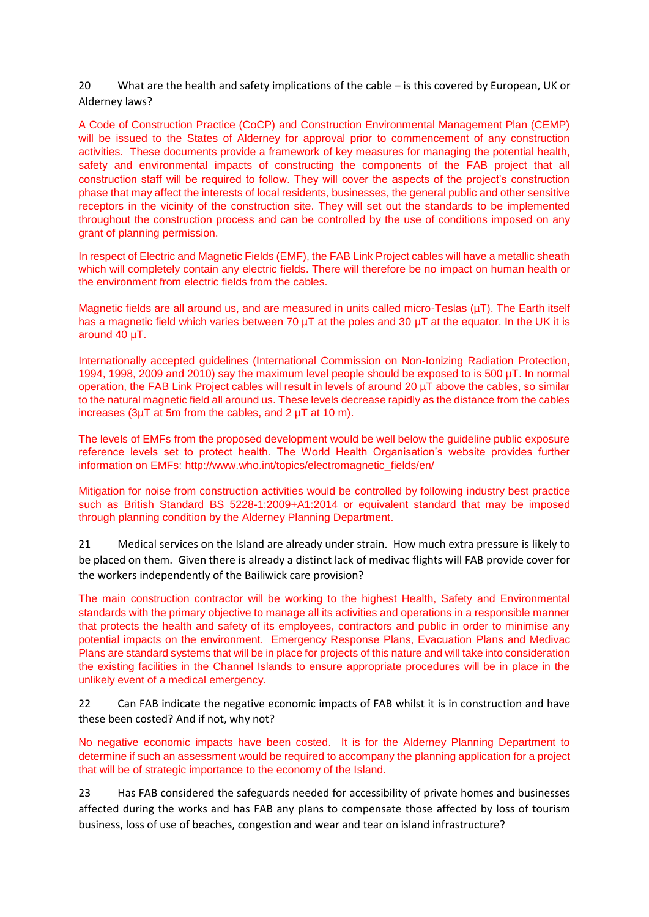20 What are the health and safety implications of the cable – is this covered by European, UK or Alderney laws?

A Code of Construction Practice (CoCP) and Construction Environmental Management Plan (CEMP) will be issued to the States of Alderney for approval prior to commencement of any construction activities. These documents provide a framework of key measures for managing the potential health, safety and environmental impacts of constructing the components of the FAB project that all construction staff will be required to follow. They will cover the aspects of the project's construction phase that may affect the interests of local residents, businesses, the general public and other sensitive receptors in the vicinity of the construction site. They will set out the standards to be implemented throughout the construction process and can be controlled by the use of conditions imposed on any grant of planning permission.

In respect of Electric and Magnetic Fields (EMF), the FAB Link Project cables will have a metallic sheath which will completely contain any electric fields. There will therefore be no impact on human health or the environment from electric fields from the cables.

Magnetic fields are all around us, and are measured in units called micro-Teslas (µT). The Earth itself has a magnetic field which varies between 70 µT at the poles and 30 µT at the equator. In the UK it is around 40 µT.

Internationally accepted guidelines (International Commission on Non-Ionizing Radiation Protection, 1994, 1998, 2009 and 2010) say the maximum level people should be exposed to is 500 µT. In normal operation, the FAB Link Project cables will result in levels of around 20 µT above the cables, so similar to the natural magnetic field all around us. These levels decrease rapidly as the distance from the cables increases (3µT at 5m from the cables, and 2 µT at 10 m).

The levels of EMFs from the proposed development would be well below the guideline public exposure reference levels set to protect health. The World Health Organisation's website provides further information on EMFs: http://www.who.int/topics/electromagnetic_fields/en/

Mitigation for noise from construction activities would be controlled by following industry best practice such as British Standard BS 5228-1:2009+A1:2014 or equivalent standard that may be imposed through planning condition by the Alderney Planning Department.

21 Medical services on the Island are already under strain. How much extra pressure is likely to be placed on them. Given there is already a distinct lack of medivac flights will FAB provide cover for the workers independently of the Bailiwick care provision?

The main construction contractor will be working to the highest Health, Safety and Environmental standards with the primary objective to manage all its activities and operations in a responsible manner that protects the health and safety of its employees, contractors and public in order to minimise any potential impacts on the environment. Emergency Response Plans, Evacuation Plans and Medivac Plans are standard systems that will be in place for projects of this nature and will take into consideration the existing facilities in the Channel Islands to ensure appropriate procedures will be in place in the unlikely event of a medical emergency.

22 Can FAB indicate the negative economic impacts of FAB whilst it is in construction and have these been costed? And if not, why not?

No negative economic impacts have been costed. It is for the Alderney Planning Department to determine if such an assessment would be required to accompany the planning application for a project that will be of strategic importance to the economy of the Island.

23 Has FAB considered the safeguards needed for accessibility of private homes and businesses affected during the works and has FAB any plans to compensate those affected by loss of tourism business, loss of use of beaches, congestion and wear and tear on island infrastructure?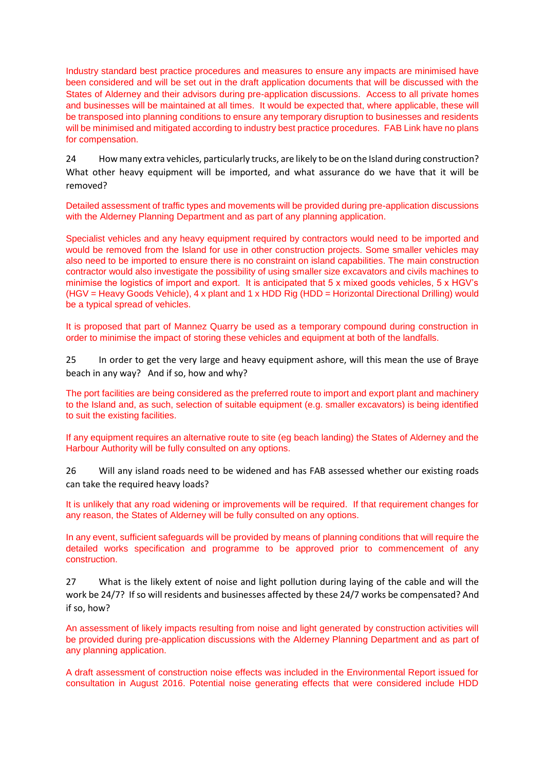Industry standard best practice procedures and measures to ensure any impacts are minimised have been considered and will be set out in the draft application documents that will be discussed with the States of Alderney and their advisors during pre-application discussions. Access to all private homes and businesses will be maintained at all times. It would be expected that, where applicable, these will be transposed into planning conditions to ensure any temporary disruption to businesses and residents will be minimised and mitigated according to industry best practice procedures. FAB Link have no plans for compensation.

24 How many extra vehicles, particularly trucks, are likely to be on the Island during construction? What other heavy equipment will be imported, and what assurance do we have that it will be removed?

Detailed assessment of traffic types and movements will be provided during pre-application discussions with the Alderney Planning Department and as part of any planning application.

Specialist vehicles and any heavy equipment required by contractors would need to be imported and would be removed from the Island for use in other construction projects. Some smaller vehicles may also need to be imported to ensure there is no constraint on island capabilities. The main construction contractor would also investigate the possibility of using smaller size excavators and civils machines to minimise the logistics of import and export. It is anticipated that 5 x mixed goods vehicles, 5 x HGV's (HGV = Heavy Goods Vehicle), 4 x plant and 1 x HDD Rig (HDD = Horizontal Directional Drilling) would be a typical spread of vehicles.

It is proposed that part of Mannez Quarry be used as a temporary compound during construction in order to minimise the impact of storing these vehicles and equipment at both of the landfalls.

25 In order to get the very large and heavy equipment ashore, will this mean the use of Braye beach in any way? And if so, how and why?

The port facilities are being considered as the preferred route to import and export plant and machinery to the Island and, as such, selection of suitable equipment (e.g. smaller excavators) is being identified to suit the existing facilities.

If any equipment requires an alternative route to site (eg beach landing) the States of Alderney and the Harbour Authority will be fully consulted on any options.

26 Will any island roads need to be widened and has FAB assessed whether our existing roads can take the required heavy loads?

It is unlikely that any road widening or improvements will be required. If that requirement changes for any reason, the States of Alderney will be fully consulted on any options.

In any event, sufficient safeguards will be provided by means of planning conditions that will require the detailed works specification and programme to be approved prior to commencement of any construction.

27 What is the likely extent of noise and light pollution during laying of the cable and will the work be 24/7? If so will residents and businesses affected by these 24/7 works be compensated? And if so, how?

An assessment of likely impacts resulting from noise and light generated by construction activities will be provided during pre-application discussions with the Alderney Planning Department and as part of any planning application.

A draft assessment of construction noise effects was included in the Environmental Report issued for consultation in August 2016. Potential noise generating effects that were considered include HDD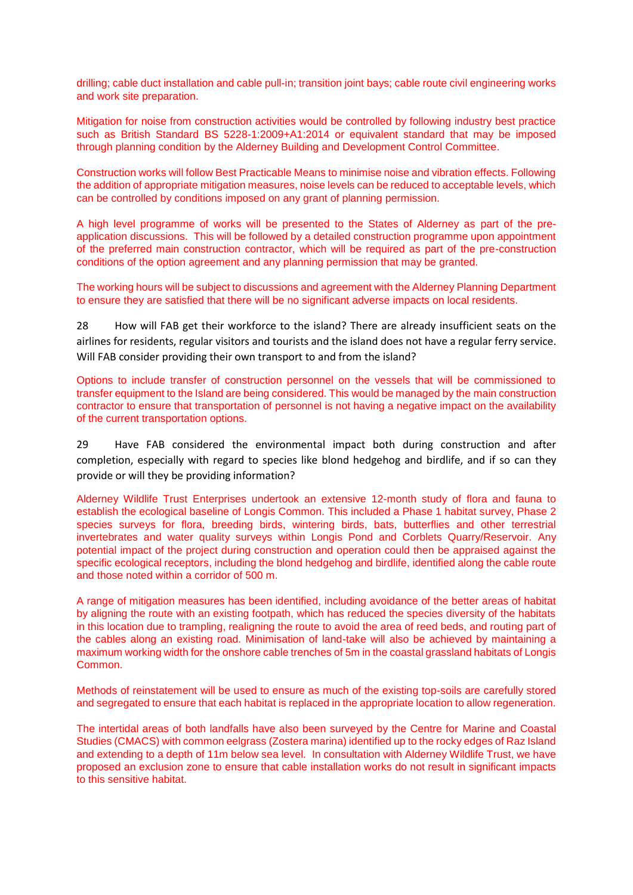drilling; cable duct installation and cable pull-in; transition joint bays; cable route civil engineering works and work site preparation.

Mitigation for noise from construction activities would be controlled by following industry best practice such as British Standard BS 5228-1:2009+A1:2014 or equivalent standard that may be imposed through planning condition by the Alderney Building and Development Control Committee.

Construction works will follow Best Practicable Means to minimise noise and vibration effects. Following the addition of appropriate mitigation measures, noise levels can be reduced to acceptable levels, which can be controlled by conditions imposed on any grant of planning permission.

A high level programme of works will be presented to the States of Alderney as part of the pre-application discussions. This will be followed by a detailed construction programme upon appointment of the preferred main construction contractor, which will be required as part of the pre-construction conditions of the option agreement and any planning permission that may be granted.

The working hours will be subject to discussions and agreement with the Alderney Planning Department to ensure they are satisfied that there will be no significant adverse impacts on local residents.

28 How will FAB get their workforce to the island? There are already insufficient seats on the airlines for residents, regular visitors and tourists and the island does not have a regular ferry service. Will FAB consider providing their own transport to and from the island?

Options to include transfer of construction personnel on the vessels that will be commissioned to transfer equipment to the Island are being considered. This would be managed by the main construction contractor to ensure that transportation of personnel is not having a negative impact on the availability of the current transportation options.

29 Have FAB considered the environmental impact both during construction and after completion, especially with regard to species like blond hedgehog and birdlife, and if so can they provide or will they be providing information?

Alderney Wildlife Trust Enterprises undertook an extensive 12-month study of flora and fauna to establish the ecological baseline of Longis Common. This included a Phase 1 habitat survey, Phase 2 species surveys for flora, breeding birds, wintering birds, bats, butterflies and other terrestrial invertebrates and water quality surveys within Longis Pond and Corblets Quarry/Reservoir. Any potential impact of the project during construction and operation could then be appraised against the specific ecological receptors, including the blond hedgehog and birdlife, identified along the cable route and those noted within a corridor of 500 m.

A range of mitigation measures has been identified, including avoidance of the better areas of habitat by aligning the route with an existing footpath, which has reduced the species diversity of the habitats in this location due to trampling, realigning the route to avoid the area of reed beds, and routing part of the cables along an existing road. Minimisation of land-take will also be achieved by maintaining a maximum working width for the onshore cable trenches of 5m in the coastal grassland habitats of Longis Common.

Methods of reinstatement will be used to ensure as much of the existing top-soils are carefully stored and segregated to ensure that each habitat is replaced in the appropriate location to allow regeneration.

The intertidal areas of both landfalls have also been surveyed by the Centre for Marine and Coastal Studies (CMACS) with common eelgrass (Zostera marina) identified up to the rocky edges of Raz Island and extending to a depth of 11m below sea level. In consultation with Alderney Wildlife Trust, we have proposed an exclusion zone to ensure that cable installation works do not result in significant impacts to this sensitive habitat.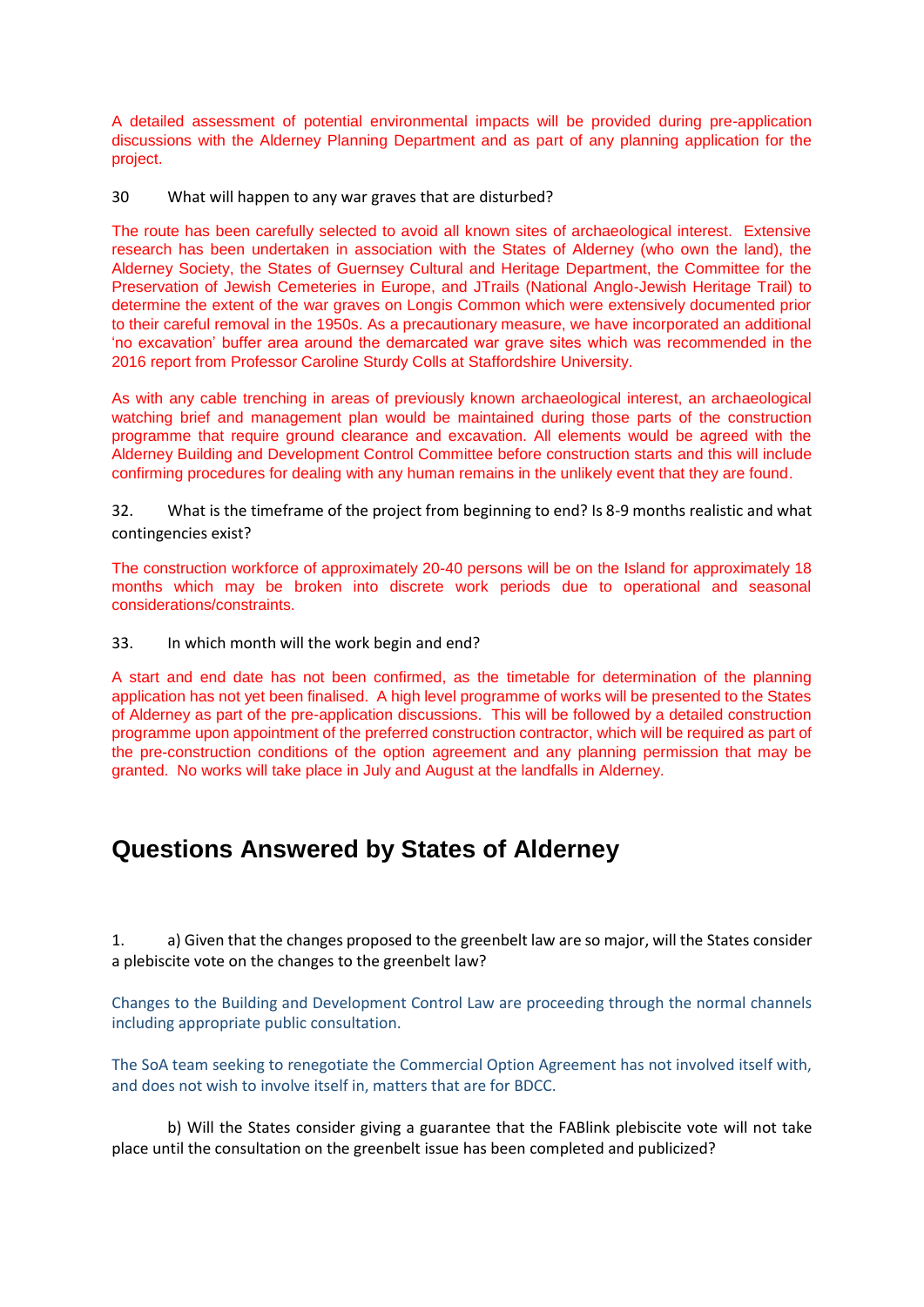A detailed assessment of potential environmental impacts will be provided during pre-application discussions with the Alderney Planning Department and as part of any planning application for the project.

30 What will happen to any war graves that are disturbed?

The route has been carefully selected to avoid all known sites of archaeological interest. Extensive research has been undertaken in association with the States of Alderney (who own the land), the Alderney Society, the States of Guernsey Cultural and Heritage Department, the Committee for the Preservation of Jewish Cemeteries in Europe, and JTrails (National Anglo-Jewish Heritage Trail) to determine the extent of the war graves on Longis Common which were extensively documented prior to their careful removal in the 1950s. As a precautionary measure, we have incorporated an additional 'no excavation' buffer area around the demarcated war grave sites which was recommended in the 2016 report from Professor Caroline Sturdy Colls at Staffordshire University.

As with any cable trenching in areas of previously known archaeological interest, an archaeological watching brief and management plan would be maintained during those parts of the construction programme that require ground clearance and excavation. All elements would be agreed with the Alderney Building and Development Control Committee before construction starts and this will include confirming procedures for dealing with any human remains in the unlikely event that they are found.

32. What is the timeframe of the project from beginning to end? Is 8-9 months realistic and what contingencies exist?

The construction workforce of approximately 20-40 persons will be on the Island for approximately 18 months which may be broken into discrete work periods due to operational and seasonal considerations/constraints.

33. In which month will the work begin and end?

A start and end date has not been confirmed, as the timetable for determination of the planning application has not yet been finalised. A high level programme of works will be presented to the States of Alderney as part of the pre-application discussions. This will be followed by a detailed construction programme upon appointment of the preferred construction contractor, which will be required as part of the pre-construction conditions of the option agreement and any planning permission that may be granted. No works will take place in July and August at the landfalls in Alderney.

## Questions Answered by States of Alderney

1. a) Given that the changes proposed to the greenbelt law are so major, will the States consider a plebiscite vote on the changes to the greenbelt law?

Changes to the Building and Development Control Law are proceeding through the normal channels including appropriate public consultation.

The SoA team seeking to renegotiate the Commercial Option Agreement has not involved itself with, and does not wish to involve itself in, matters that are for BDCC.

b) Will the States consider giving a guarantee that the FABlink plebiscite vote will not take place until the consultation on the greenbelt issue has been completed and publicized?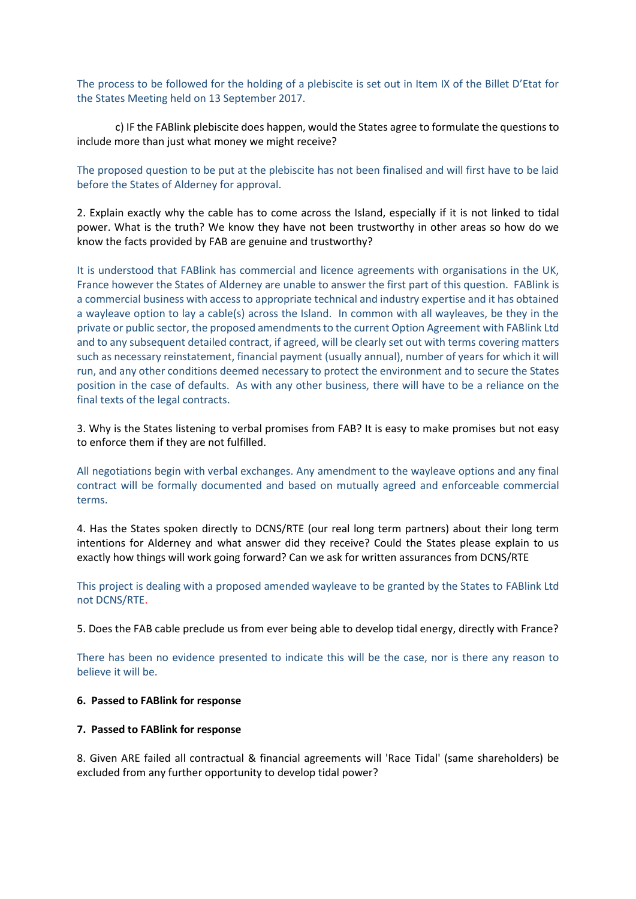The process to be followed for the holding of a plebiscite is set out in Item IX of the Billet D'Etat for the States Meeting held on 13 September 2017.

c) IF the FABlink plebiscite does happen, would the States agree to formulate the questions to include more than just what money we might receive?

The proposed question to be put at the plebiscite has not been finalised and will first have to be laid before the States of Alderney for approval.

2. Explain exactly why the cable has to come across the Island, especially if it is not linked to tidal power. What is the truth? We know they have not been trustworthy in other areas so how do we know the facts provided by FAB are genuine and trustworthy?

It is understood that FABlink has commercial and licence agreements with organisations in the UK, France however the States of Alderney are unable to answer the first part of this question. FABlink is a commercial business with access to appropriate technical and industry expertise and it has obtained a wayleave option to lay a cable(s) across the Island. In common with all wayleaves, be they in the private or public sector, the proposed amendments to the current Option Agreement with FABlink Ltd and to any subsequent detailed contract, if agreed, will be clearly set out with terms covering matters such as necessary reinstatement, financial payment (usually annual), number of years for which it will run, and any other conditions deemed necessary to protect the environment and to secure the States position in the case of defaults. As with any other business, there will have to be a reliance on the final texts of the legal contracts.

3. Why is the States listening to verbal promises from FAB? It is easy to make promises but not easy to enforce them if they are not fulfilled.

All negotiations begin with verbal exchanges. Any amendment to the wayleave options and any final contract will be formally documented and based on mutually agreed and enforceable commercial terms.

4. Has the States spoken directly to DCNS/RTE (our real long term partners) about their long term intentions for Alderney and what answer did they receive? Could the States please explain to us exactly how things will work going forward? Can we ask for written assurances from DCNS/RTE

This project is dealing with a proposed amended wayleave to be granted by the States to FABlink Ltd not DCNS/RTE.

5. Does the FAB cable preclude us from ever being able to develop tidal energy, directly with France?

There has been no evidence presented to indicate this will be the case, nor is there any reason to believe it will be.

**6. Passed to FABlink for response**

**7. Passed to FABlink for response**

8. Given ARE failed all contractual & financial agreements will 'Race Tidal' (same shareholders) be excluded from any further opportunity to develop tidal power?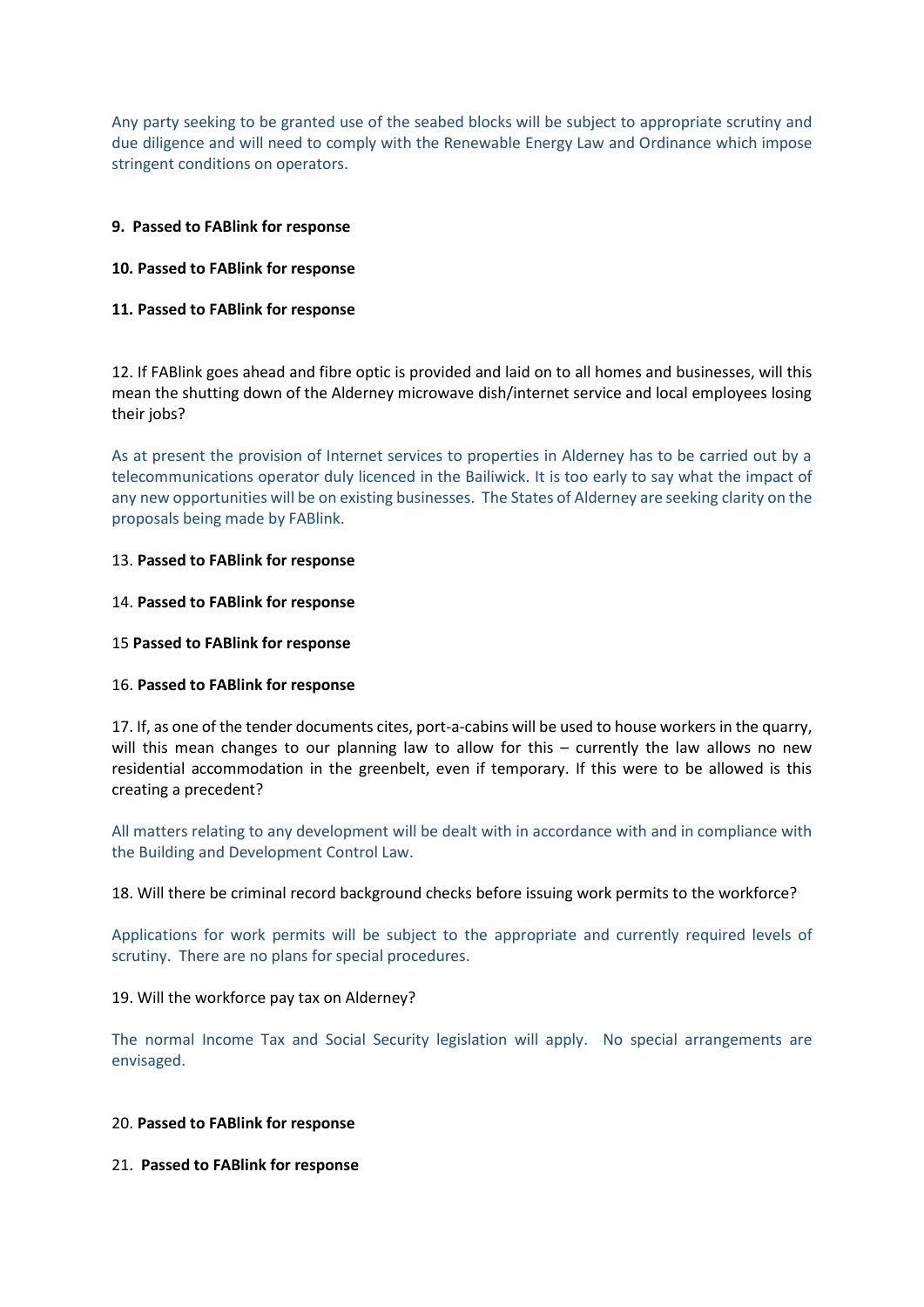Any party seeking to be granted use of the seabed blocks will be subject to appropriate scrutiny and due diligence and will need to comply with the Renewable Energy Law and Ordinance which impose stringent conditions on operators.

**9. Passed to FABlink for response**

**10. Passed to FABlink for response**

**11. Passed to FABlink for response**

12. If FABlink goes ahead and fibre optic is provided and laid on to all homes and businesses, will this mean the shutting down of the Alderney microwave dish/internet service and local employees losing their jobs?

As at present the provision of Internet services to properties in Alderney has to be carried out by a telecommunications operator duly licenced in the Bailiwick. It is too early to say what the impact of any new opportunities will be on existing businesses. The States of Alderney are seeking clarity on the proposals being made by FABlink.

13. **Passed to FABlink for response**

14. **Passed to FABlink for response**

15 **Passed to FABlink for response**

16. **Passed to FABlink for response**

17. If, as one of the tender documents cites, port-a-cabins will be used to house workers in the quarry, will this mean changes to our planning law to allow for this – currently the law allows no new residential accommodation in the greenbelt, even if temporary. If this were to be allowed is this creating a precedent?

All matters relating to any development will be dealt with in accordance with and in compliance with the Building and Development Control Law.

18. Will there be criminal record background checks before issuing work permits to the workforce?

Applications for work permits will be subject to the appropriate and currently required levels of scrutiny. There are no plans for special procedures.

19. Will the workforce pay tax on Alderney?

The normal Income Tax and Social Security legislation will apply. No special arrangements are envisaged.

20. **Passed to FABlink for response**

21. **Passed to FABlink for response**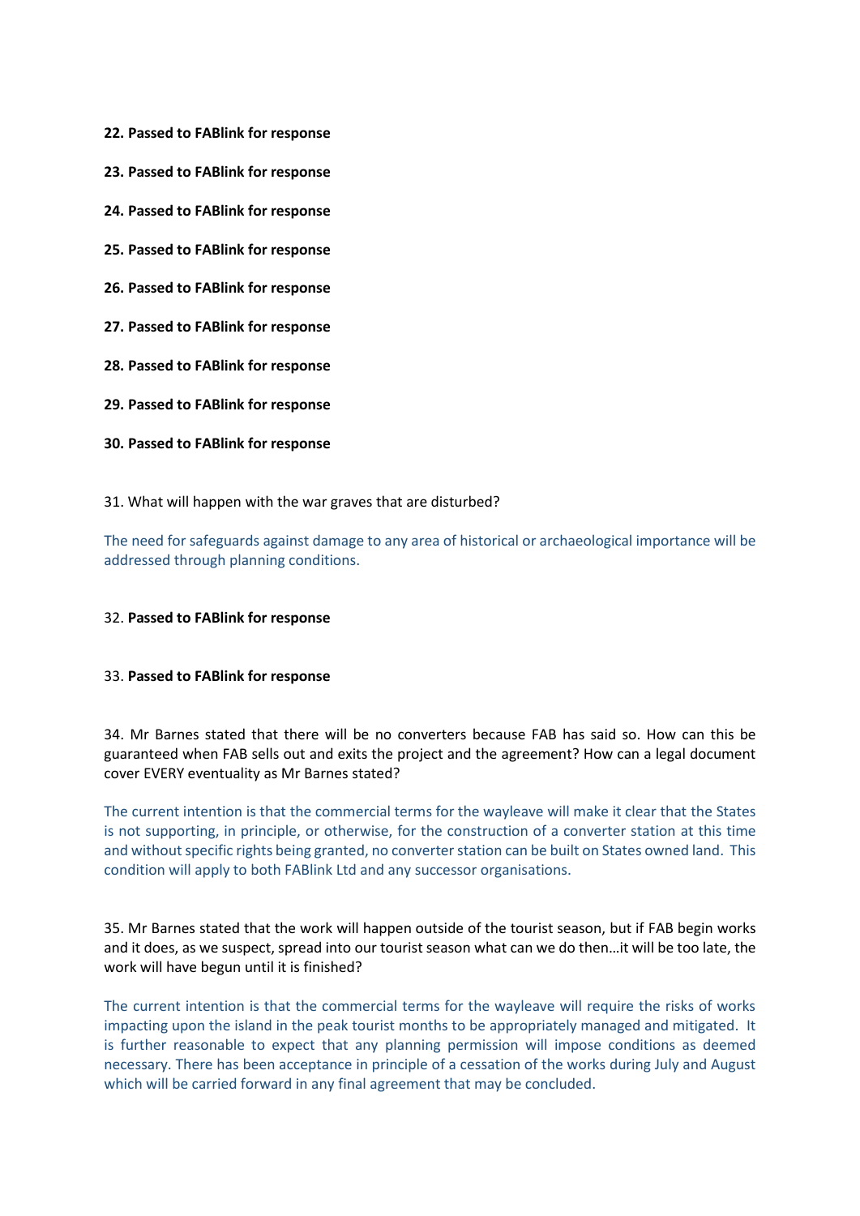**22. Passed to FABlink for response**

**23. Passed to FABlink for response**

**24. Passed to FABlink for response**

**25. Passed to FABlink for response**

**26. Passed to FABlink for response**

**27. Passed to FABlink for response**

**28. Passed to FABlink for response**

**29. Passed to FABlink for response**

**30. Passed to FABlink for response**

31. What will happen with the war graves that are disturbed?

The need for safeguards against damage to any area of historical or archaeological importance will be addressed through planning conditions.

32. **Passed to FABlink for response**

33. **Passed to FABlink for response**

34. Mr Barnes stated that there will be no converters because FAB has said so. How can this be guaranteed when FAB sells out and exits the project and the agreement? How can a legal document cover EVERY eventuality as Mr Barnes stated?

The current intention is that the commercial terms for the wayleave will make it clear that the States is not supporting, in principle, or otherwise, for the construction of a converter station at this time and without specific rights being granted, no converter station can be built on States owned land. This condition will apply to both FABlink Ltd and any successor organisations.

35. Mr Barnes stated that the work will happen outside of the tourist season, but if FAB begin works and it does, as we suspect, spread into our tourist season what can we do then…it will be too late, the work will have begun until it is finished?

The current intention is that the commercial terms for the wayleave will require the risks of works impacting upon the island in the peak tourist months to be appropriately managed and mitigated. It is further reasonable to expect that any planning permission will impose conditions as deemed necessary. There has been acceptance in principle of a cessation of the works during July and August which will be carried forward in any final agreement that may be concluded.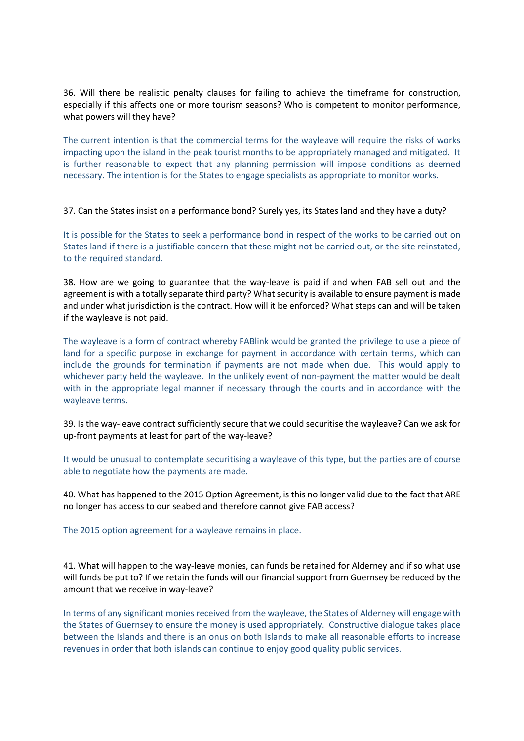36. Will there be realistic penalty clauses for failing to achieve the timeframe for construction, especially if this affects one or more tourism seasons? Who is competent to monitor performance, what powers will they have?

The current intention is that the commercial terms for the wayleave will require the risks of works impacting upon the island in the peak tourist months to be appropriately managed and mitigated. It is further reasonable to expect that any planning permission will impose conditions as deemed necessary. The intention is for the States to engage specialists as appropriate to monitor works.

37. Can the States insist on a performance bond? Surely yes, its States land and they have a duty?

It is possible for the States to seek a performance bond in respect of the works to be carried out on States land if there is a justifiable concern that these might not be carried out, or the site reinstated, to the required standard.

38. How are we going to guarantee that the way-leave is paid if and when FAB sell out and the agreement is with a totally separate third party? What security is available to ensure payment is made and under what jurisdiction is the contract. How will it be enforced? What steps can and will be taken if the wayleave is not paid.

The wayleave is a form of contract whereby FABlink would be granted the privilege to use a piece of land for a specific purpose in exchange for payment in accordance with certain terms, which can include the grounds for termination if payments are not made when due. This would apply to whichever party held the wayleave. In the unlikely event of non-payment the matter would be dealt with in the appropriate legal manner if necessary through the courts and in accordance with the wayleave terms.

39. Is the way-leave contract sufficiently secure that we could securitise the wayleave? Can we ask for up-front payments at least for part of the way-leave?

It would be unusual to contemplate securitising a wayleave of this type, but the parties are of course able to negotiate how the payments are made.

40. What has happened to the 2015 Option Agreement, is this no longer valid due to the fact that ARE no longer has access to our seabed and therefore cannot give FAB access?

The 2015 option agreement for a wayleave remains in place.

41. What will happen to the way-leave monies, can funds be retained for Alderney and if so what use will funds be put to? If we retain the funds will our financial support from Guernsey be reduced by the amount that we receive in way-leave?

In terms of any significant monies received from the wayleave, the States of Alderney will engage with the States of Guernsey to ensure the money is used appropriately. Constructive dialogue takes place between the Islands and there is an onus on both Islands to make all reasonable efforts to increase revenues in order that both islands can continue to enjoy good quality public services.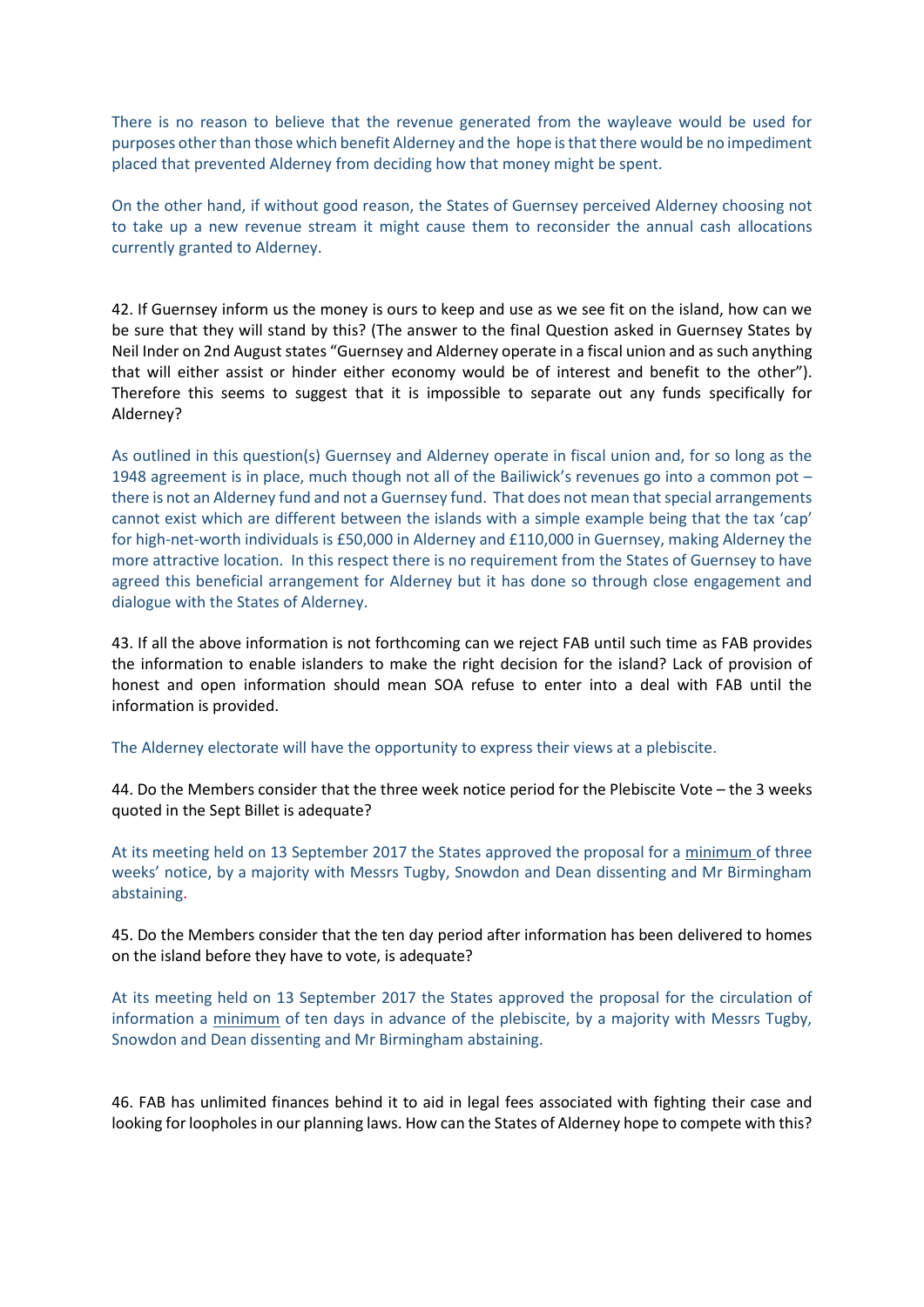There is no reason to believe that the revenue generated from the wayleave would be used for purposes other than those which benefit Alderney and the hope is that there would be no impediment placed that prevented Alderney from deciding how that money might be spent.

On the other hand, if without good reason, the States of Guernsey perceived Alderney choosing not to take up a new revenue stream it might cause them to reconsider the annual cash allocations currently granted to Alderney.

42. If Guernsey inform us the money is ours to keep and use as we see fit on the island, how can we be sure that they will stand by this? (The answer to the final Question asked in Guernsey States by Neil Inder on 2nd August states "Guernsey and Alderney operate in a fiscal union and as such anything that will either assist or hinder either economy would be of interest and benefit to the other"). Therefore this seems to suggest that it is impossible to separate out any funds specifically for Alderney?

As outlined in this question(s) Guernsey and Alderney operate in fiscal union and, for so long as the 1948 agreement is in place, much though not all of the Bailiwick's revenues go into a common pot – there is not an Alderney fund and not a Guernsey fund. That does not mean that special arrangements cannot exist which are different between the islands with a simple example being that the tax 'cap' for high-net-worth individuals is £50,000 in Alderney and £110,000 in Guernsey, making Alderney the more attractive location. In this respect there is no requirement from the States of Guernsey to have agreed this beneficial arrangement for Alderney but it has done so through close engagement and dialogue with the States of Alderney.

43. If all the above information is not forthcoming can we reject FAB until such time as FAB provides the information to enable islanders to make the right decision for the island? Lack of provision of honest and open information should mean SOA refuse to enter into a deal with FAB until the information is provided.

The Alderney electorate will have the opportunity to express their views at a plebiscite.

44. Do the Members consider that the three week notice period for the Plebiscite Vote – the 3 weeks quoted in the Sept Billet is adequate?

At its meeting held on 13 September 2017 the States approved the proposal for a <u>minimum</u> of three weeks' notice, by a majority with Messrs Tugby, Snowdon and Dean dissenting and Mr Birmingham abstaining.

45. Do the Members consider that the ten day period after information has been delivered to homes on the island before they have to vote, is adequate?

At its meeting held on 13 September 2017 the States approved the proposal for the circulation of information a <u>minimum</u> of ten days in advance of the plebiscite, by a majority with Messrs Tugby, Snowdon and Dean dissenting and Mr Birmingham abstaining.

46. FAB has unlimited finances behind it to aid in legal fees associated with fighting their case and looking for loopholes in our planning laws. How can the States of Alderney hope to compete with this?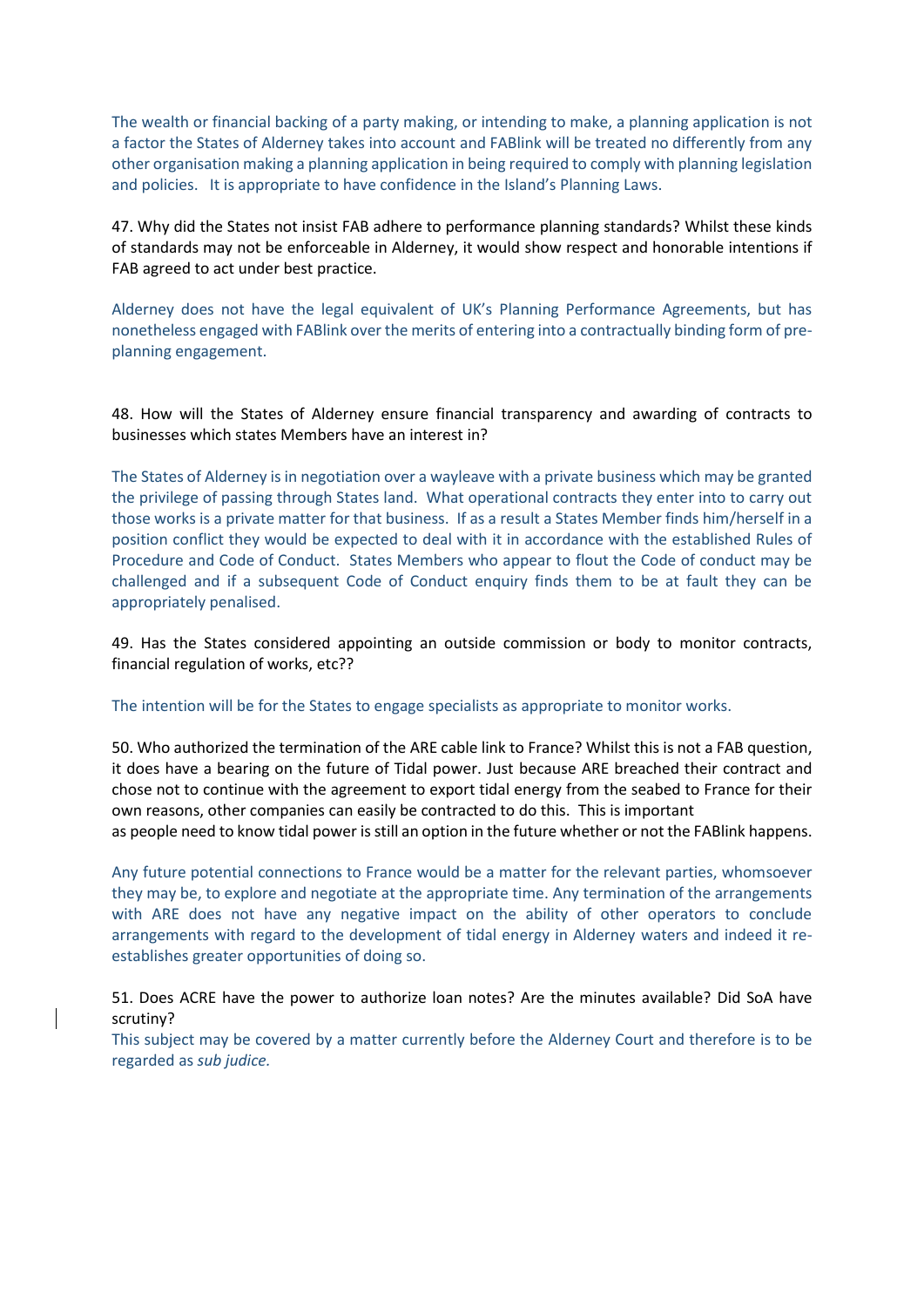The wealth or financial backing of a party making, or intending to make, a planning application is not a factor the States of Alderney takes into account and FABlink will be treated no differently from any other organisation making a planning application in being required to comply with planning legislation and policies. It is appropriate to have confidence in the Island's Planning Laws.

47. Why did the States not insist FAB adhere to performance planning standards? Whilst these kinds of standards may not be enforceable in Alderney, it would show respect and honorable intentions if FAB agreed to act under best practice.

Alderney does not have the legal equivalent of UK's Planning Performance Agreements, but has nonetheless engaged with FABlink over the merits of entering into a contractually binding form of pre-planning engagement.

48. How will the States of Alderney ensure financial transparency and awarding of contracts to businesses which states Members have an interest in?

The States of Alderney is in negotiation over a wayleave with a private business which may be granted the privilege of passing through States land. What operational contracts they enter into to carry out those works is a private matter for that business. If as a result a States Member finds him/herself in a position conflict they would be expected to deal with it in accordance with the established Rules of Procedure and Code of Conduct. States Members who appear to flout the Code of conduct may be challenged and if a subsequent Code of Conduct enquiry finds them to be at fault they can be appropriately penalised.

49. Has the States considered appointing an outside commission or body to monitor contracts, financial regulation of works, etc??

The intention will be for the States to engage specialists as appropriate to monitor works.

50. Who authorized the termination of the ARE cable link to France? Whilst this is not a FAB question, it does have a bearing on the future of Tidal power. Just because ARE breached their contract and chose not to continue with the agreement to export tidal energy from the seabed to France for their own reasons, other companies can easily be contracted to do this. This is important as people need to know tidal power is still an option in the future whether or not the FABlink happens.

Any future potential connections to France would be a matter for the relevant parties, whomsoever they may be, to explore and negotiate at the appropriate time. Any termination of the arrangements with ARE does not have any negative impact on the ability of other operators to conclude arrangements with regard to the development of tidal energy in Alderney waters and indeed it re-establishes greater opportunities of doing so.

51. Does ACRE have the power to authorize loan notes? Are the minutes available? Did SoA have scrutiny?

This subject may be covered by a matter currently before the Alderney Court and therefore is to be regarded as *sub judice.*